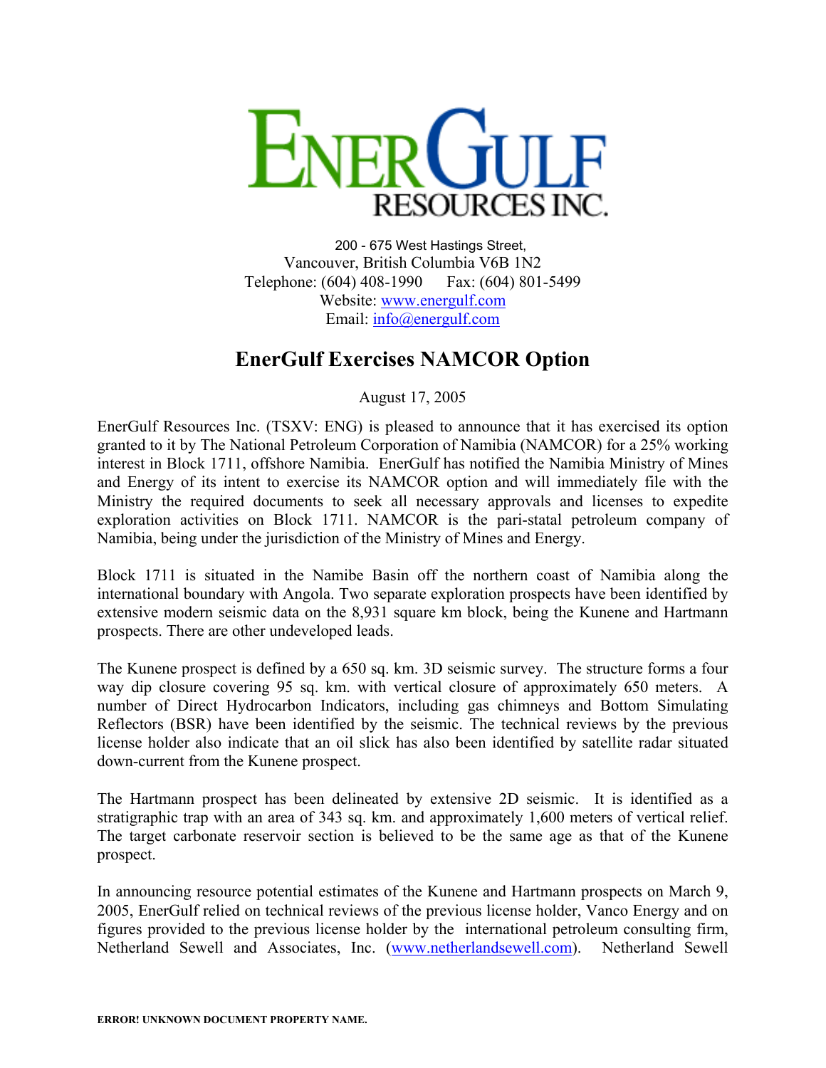# EnerGulf Resources Inc.

200 - 675 West Hastings Street,
Vancouver, British Columbia V6B 1N2
Telephone: (604) 408-1990 Fax: (604) 801-5499
Website: www.energulf.com
Email: info@energulf.com

## EnerGulf Exercises NAMCOR Option

August 17, 2005

EnerGulf Resources Inc. (TSXV: ENG) is pleased to announce that it has exercised its option granted to it by The National Petroleum Corporation of Namibia (NAMCOR) for a 25% working interest in Block 1711, offshore Namibia. EnerGulf has notified the Namibia Ministry of Mines and Energy of its intent to exercise its NAMCOR option and will immediately file with the Ministry the required documents to seek all necessary approvals and licenses to expedite exploration activities on Block 1711. NAMCOR is the pari-statal petroleum company of Namibia, being under the jurisdiction of the Ministry of Mines and Energy.

Block 1711 is situated in the Namibe Basin off the northern coast of Namibia along the international boundary with Angola. Two separate exploration prospects have been identified by extensive modern seismic data on the 8,931 square km block, being the Kunene and Hartmann prospects. There are other undeveloped leads.

The Kunene prospect is defined by a 650 sq. km. 3D seismic survey. The structure forms a four way dip closure covering 95 sq. km. with vertical closure of approximately 650 meters. A number of Direct Hydrocarbon Indicators, including gas chimneys and Bottom Simulating Reflectors (BSR) have been identified by the seismic. The technical reviews by the previous license holder also indicate that an oil slick has also been identified by satellite radar situated down-current from the Kunene prospect.

The Hartmann prospect has been delineated by extensive 2D seismic. It is identified as a stratigraphic trap with an area of 343 sq. km. and approximately 1,600 meters of vertical relief. The target carbonate reservoir section is believed to be the same age as that of the Kunene prospect.

In announcing resource potential estimates of the Kunene and Hartmann prospects on March 9, 2005, EnerGulf relied on technical reviews of the previous license holder, Vanco Energy and on figures provided to the previous license holder by the international petroleum consulting firm, Netherland Sewell and Associates, Inc. (www.netherlandsewell.com). Netherland Sewell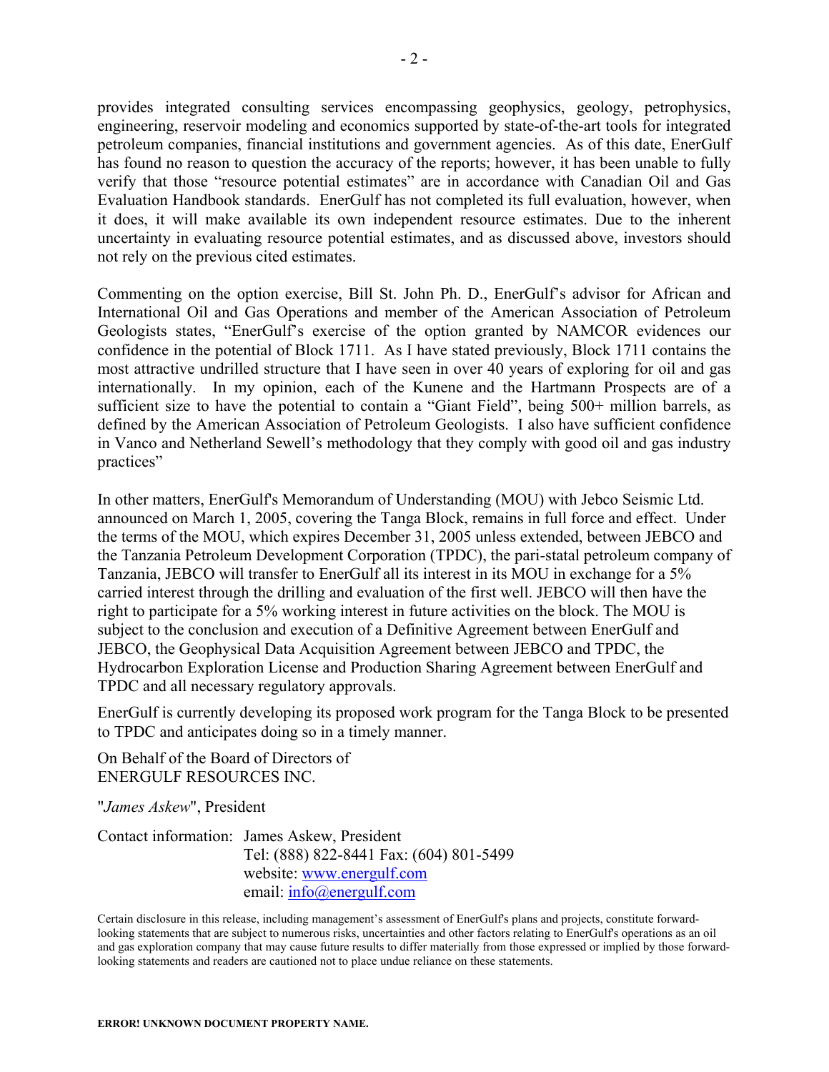provides integrated consulting services encompassing geophysics, geology, petrophysics, engineering, reservoir modeling and economics supported by state-of-the-art tools for integrated petroleum companies, financial institutions and government agencies. As of this date, EnerGulf has found no reason to question the accuracy of the reports; however, it has been unable to fully verify that those "resource potential estimates" are in accordance with Canadian Oil and Gas Evaluation Handbook standards. EnerGulf has not completed its full evaluation, however, when it does, it will make available its own independent resource estimates. Due to the inherent uncertainty in evaluating resource potential estimates, and as discussed above, investors should not rely on the previous cited estimates.

Commenting on the option exercise, Bill St. John Ph. D., EnerGulf's advisor for African and International Oil and Gas Operations and member of the American Association of Petroleum Geologists states, "EnerGulf's exercise of the option granted by NAMCOR evidences our confidence in the potential of Block 1711. As I have stated previously, Block 1711 contains the most attractive undrilled structure that I have seen in over 40 years of exploring for oil and gas internationally. In my opinion, each of the Kunene and the Hartmann Prospects are of a sufficient size to have the potential to contain a "Giant Field", being 500+ million barrels, as defined by the American Association of Petroleum Geologists. I also have sufficient confidence in Vanco and Netherland Sewell's methodology that they comply with good oil and gas industry practices"

In other matters, EnerGulf's Memorandum of Understanding (MOU) with Jebco Seismic Ltd. announced on March 1, 2005, covering the Tanga Block, remains in full force and effect. Under the terms of the MOU, which expires December 31, 2005 unless extended, between JEBCO and the Tanzania Petroleum Development Corporation (TPDC), the pari-statal petroleum company of Tanzania, JEBCO will transfer to EnerGulf all its interest in its MOU in exchange for a 5% carried interest through the drilling and evaluation of the first well. JEBCO will then have the right to participate for a 5% working interest in future activities on the block. The MOU is subject to the conclusion and execution of a Definitive Agreement between EnerGulf and JEBCO, the Geophysical Data Acquisition Agreement between JEBCO and TPDC, the Hydrocarbon Exploration License and Production Sharing Agreement between EnerGulf and TPDC and all necessary regulatory approvals.

EnerGulf is currently developing its proposed work program for the Tanga Block to be presented to TPDC and anticipates doing so in a timely manner.

On Behalf of the Board of Directors of
ENERGULF RESOURCES INC.

"*James Askew*", President

Contact information: James Askew, President
Tel: (888) 822-8441 Fax: (604) 801-5499
website: www.energulf.com
email: info@energulf.com

Certain disclosure in this release, including management's assessment of EnerGulf's plans and projects, constitute forward-looking statements that are subject to numerous risks, uncertainties and other factors relating to EnerGulf's operations as an oil and gas exploration company that may cause future results to differ materially from those expressed or implied by those forward-looking statements and readers are cautioned not to place undue reliance on these statements.

**ERROR! UNKNOWN DOCUMENT PROPERTY NAME.**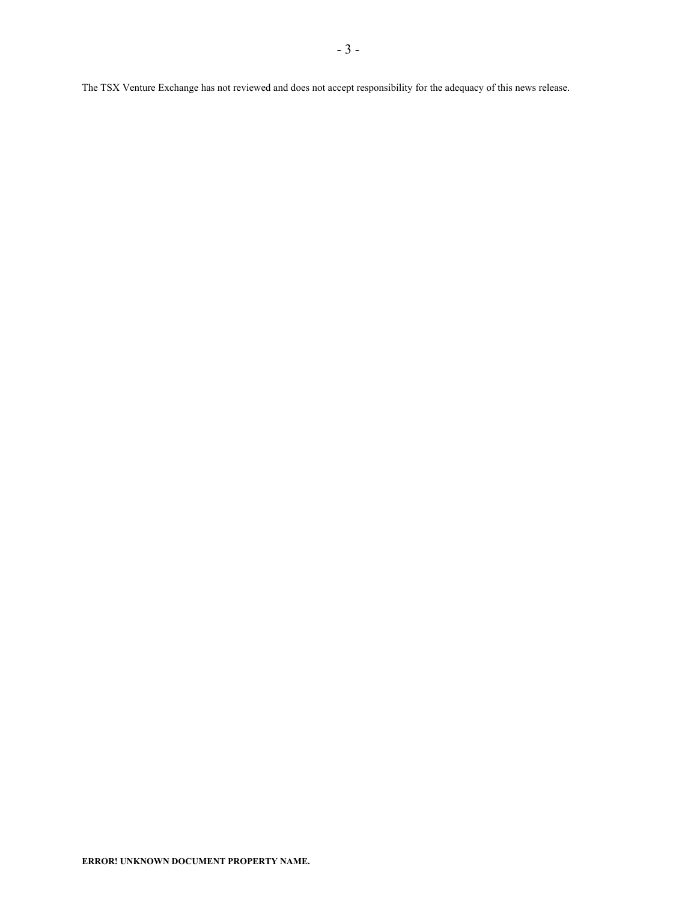The TSX Venture Exchange has not reviewed and does not accept responsibility for the adequacy of this news release.